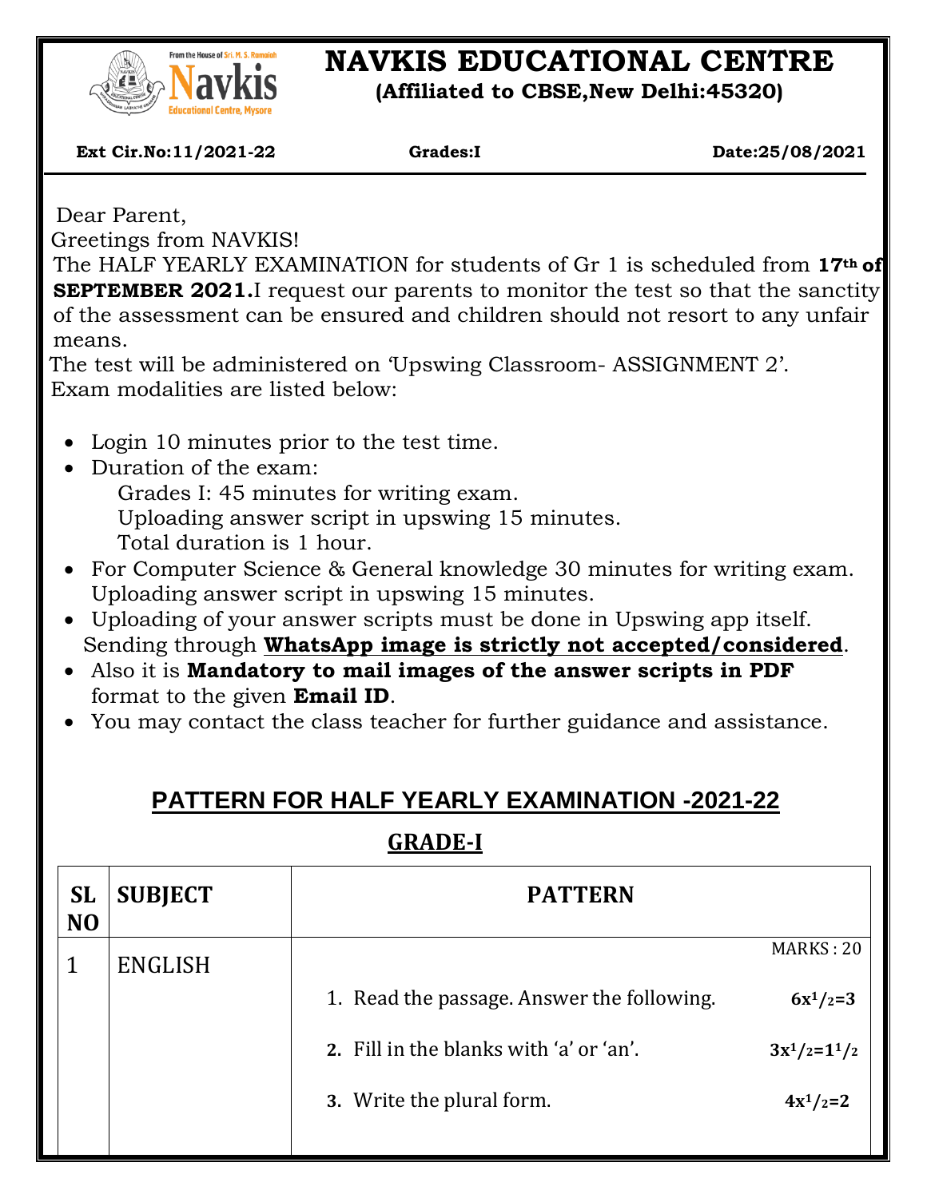# NAVKIS EDUCATIONAL CENTRE

**(Affiliated to CBSE,New Delhi:45320)**

**Ext Cir.No:11/2021-22** **Grades:I** **Date:25/08/2021**

Dear Parent,

Greetings from NAVKIS!

The HALF YEARLY EXAMINATION for students of Gr 1 is scheduled from **17th of SEPTEMBER 2021.** I request our parents to monitor the test so that the sanctity of the assessment can be ensured and children should not resort to any unfair means.

The test will be administered on 'Upswing Classroom- ASSIGNMENT 2'.

Exam modalities are listed below:

- Login 10 minutes prior to the test time.
- Duration of the exam:
  Grades I: 45 minutes for writing exam.
  Uploading answer script in upswing 15 minutes.
  Total duration is 1 hour.
- For Computer Science & General knowledge 30 minutes for writing exam. Uploading answer script in upswing 15 minutes.
- Uploading of your answer scripts must be done in Upswing app itself. Sending through **WhatsApp image is strictly not accepted/considered**.
- Also it is **Mandatory to mail images of the answer scripts in PDF** format to the given **Email ID**.
- You may contact the class teacher for further guidance and assistance.

## PATTERN FOR HALF YEARLY EXAMINATION -2021-22

### GRADE-I

| SL NO | SUBJECT | PATTERN |
|---|---|---|
| 1 | ENGLISH | MARKS : 20<br>1. Read the passage. Answer the following. $6 \times \frac{1}{2} = 3$<br>2. Fill in the blanks with 'a' or 'an'. $3 \times \frac{1}{2} = 1\frac{1}{2}$<br>3. Write the plural form. $4 \times \frac{1}{2} = 2$ |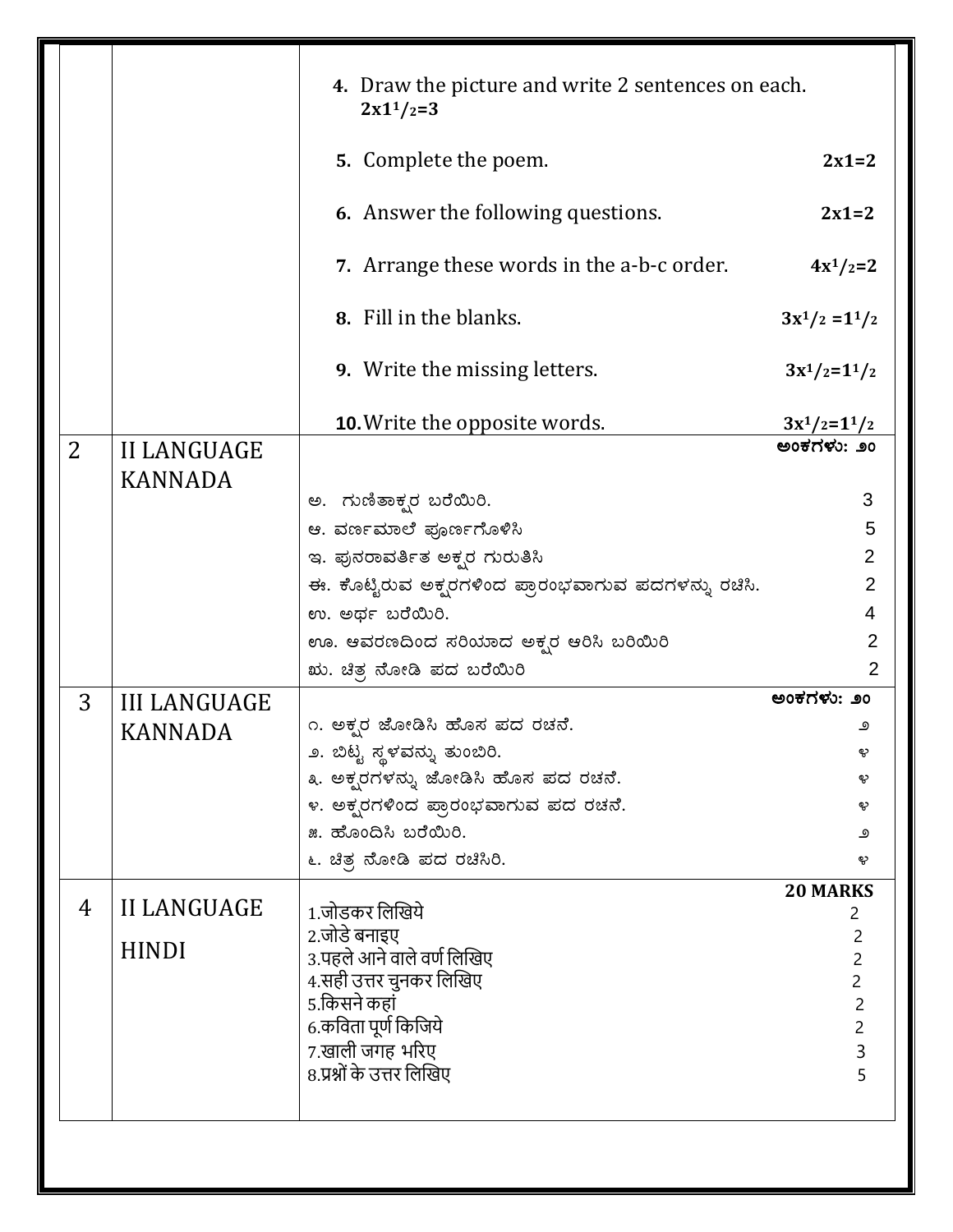| | | |
|---|---|---|
| | | 4. Draw the picture and write 2 sentences on each. **2x1$^1/_2$=3**<br><br>5. Complete the poem. **2x1=2**<br><br>6. Answer the following questions. **2x1=2**<br><br>7. Arrange these words in the a-b-c order. **4x$^1/_2$=2**<br><br>8. Fill in the blanks. **3x$^1/_2$ =1$^1/_2$**<br><br>9. Write the missing letters. **3x$^1/_2$=1$^1/_2$**<br><br>10. Write the opposite words. **3x$^1/_2$=1$^1/_2$** |
| 2 | II LANGUAGE KANNADA | **ಅಂಕಗಳು: ೨೦**<br>ಅ. ಗುಣಿತಾಕ್ಷರ ಬರೆಯಿರಿ. 3<br>ಆ. ವರ್ಣಮಾಲೆ ಪೂರ್ಣಗೊಳಿಸಿ 5<br>ಇ. ಪುನರಾವರ್ತಿತ ಅಕ್ಷರ ಗುರುತಿಸಿ 2<br>ಈ. ಕೊಟ್ಟಿರುವ ಅಕ್ಷರಗಳಿಂದ ಪ್ರಾರಂಭವಾಗುವ ಪದಗಳನ್ನು ರಚಿಸಿ. 2<br>ಉ. ಅರ್ಥ ಬರೆಯಿರಿ. 4<br>ಊ. ಆವರಣದಿಂದ ಸರಿಯಾದ ಅಕ್ಷರ ಆರಿಸಿ ಬರಿಯಿರಿ 2<br>ಋ. ಚಿತ್ರ ನೋಡಿ ಪದ ಬರೆಯಿರಿ 2 |
| 3 | III LANGUAGE KANNADA | **ಅಂಕಗಳು: ೨೦**<br>೧. ಅಕ್ಷರ ಜೋಡಿಸಿ ಹೊಸ ಪದ ರಚನೆ. ೨<br>೨. ಬಿಟ್ಟ ಸ್ಥಳವನ್ನು ತುಂಬಿರಿ. ೪<br>೩. ಅಕ್ಷರಗಳನ್ನು ಜೋಡಿಸಿ ಹೊಸ ಪದ ರಚನೆ. ೪<br>೪. ಅಕ್ಷರಗಳಿಂದ ಪ್ರಾರಂಭವಾಗುವ ಪದ ರಚನೆ. ೪<br>೫. ಹೊಂದಿಸಿ ಬರೆಯಿರಿ. ೨<br>೬. ಚಿತ್ರ ನೋಡಿ ಪದ ರಚಿಸಿರಿ. ೪ |
| 4 | II LANGUAGE HINDI | **20 MARKS**<br>1.जोडकर लिखिये 2<br>2.जोडे बनाइए 2<br>3.पहले आने वाले वर्ण लिखिए 2<br>4.सही उत्तर चुनकर लिखिए 2<br>5.किसने कहां 2<br>6.कविता पूर्ण किजिये 2<br>7.खाली जगह भरिए 3<br>8.प्रश्नों के उत्तर लिखिए 5 |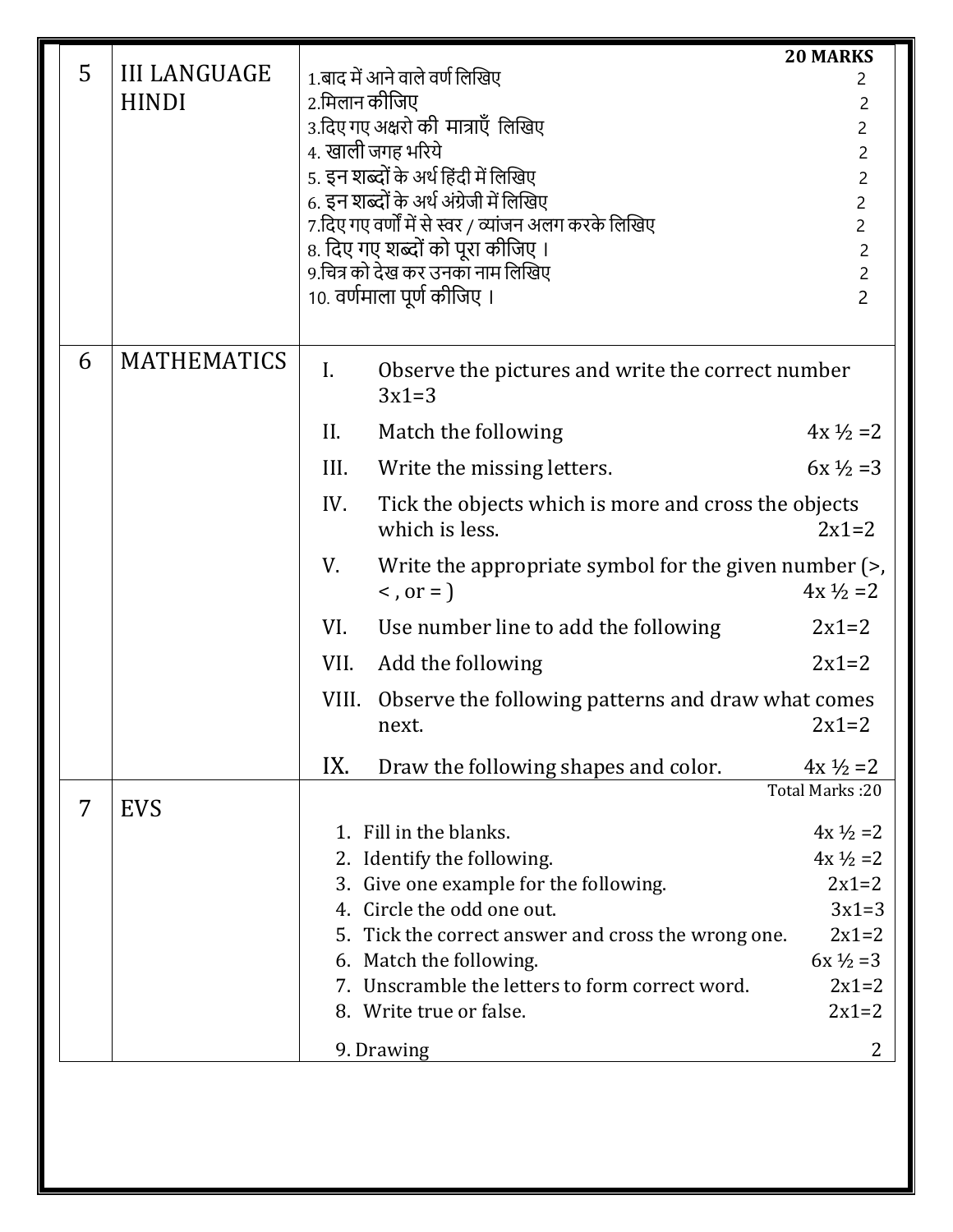| | | |
|---|---|---|
| 5 | III LANGUAGE HINDI | **20 MARKS**<br>1.बाद में आने वाले वर्ण लिखिए 2<br>2.मिलान कीजिए 2<br>3.दिए गए अक्षरो की मात्राएँ लिखिए 2<br>4. खाली जगह भरिये 2<br>5. इन शब्दों के अर्थ हिंदी में लिखिए 2<br>6. इन शब्दों के अर्थ अंग्रेजी में लिखिए 2<br>7.दिए गए वर्णों में से स्वर / व्यांजन अलग करके लिखिए 2<br>8. दिए गए शब्दों को पूरा कीजिए । 2<br>9.चित्र को देख कर उनका नाम लिखिए 2<br>10. वर्णमाला पूर्ण कीजिए । 2 |
| 6 | MATHEMATICS | I. Observe the pictures and write the correct number 3x1=3<br>II. Match the following 4x ½ =2<br>III. Write the missing letters. 6x ½ =3<br>IV. Tick the objects which is more and cross the objects which is less. 2x1=2<br>V. Write the appropriate symbol for the given number (>, < , or = ) 4x ½ =2<br>VI. Use number line to add the following 2x1=2<br>VII. Add the following 2x1=2<br>VIII. Observe the following patterns and draw what comes next. 2x1=2<br>IX. Draw the following shapes and color. 4x ½ =2 |
| 7 | EVS | Total Marks :20<br>1. Fill in the blanks. 4x ½ =2<br>2. Identify the following. 4x ½ =2<br>3. Give one example for the following. 2x1=2<br>4. Circle the odd one out. 3x1=3<br>5. Tick the correct answer and cross the wrong one. 2x1=2<br>6. Match the following. 6x ½ =3<br>7. Unscramble the letters to form correct word. 2x1=2<br>8. Write true or false. 2x1=2<br>9. Drawing 2 |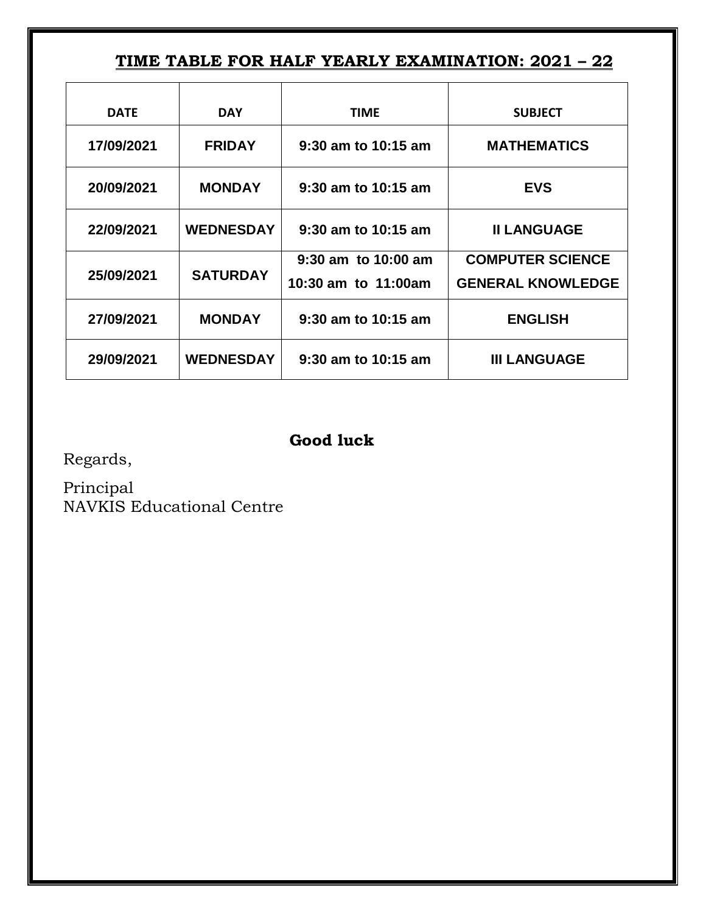# TIME TABLE FOR HALF YEARLY EXAMINATION: 2021 – 22

| DATE | DAY | TIME | SUBJECT |
|---|---|---|---|
| 17/09/2021 | FRIDAY | 9:30 am to 10:15 am | MATHEMATICS |
| 20/09/2021 | MONDAY | 9:30 am to 10:15 am | EVS |
| 22/09/2021 | WEDNESDAY | 9:30 am to 10:15 am | II LANGUAGE |
| 25/09/2021 | SATURDAY | 9:30 am to 10:00 am<br>10:30 am to 11:00am | COMPUTER SCIENCE<br>GENERAL KNOWLEDGE |
| 27/09/2021 | MONDAY | 9:30 am to 10:15 am | ENGLISH |
| 29/09/2021 | WEDNESDAY | 9:30 am to 10:15 am | III LANGUAGE |

**Good luck**

Regards,

Principal
NAVKIS Educational Centre